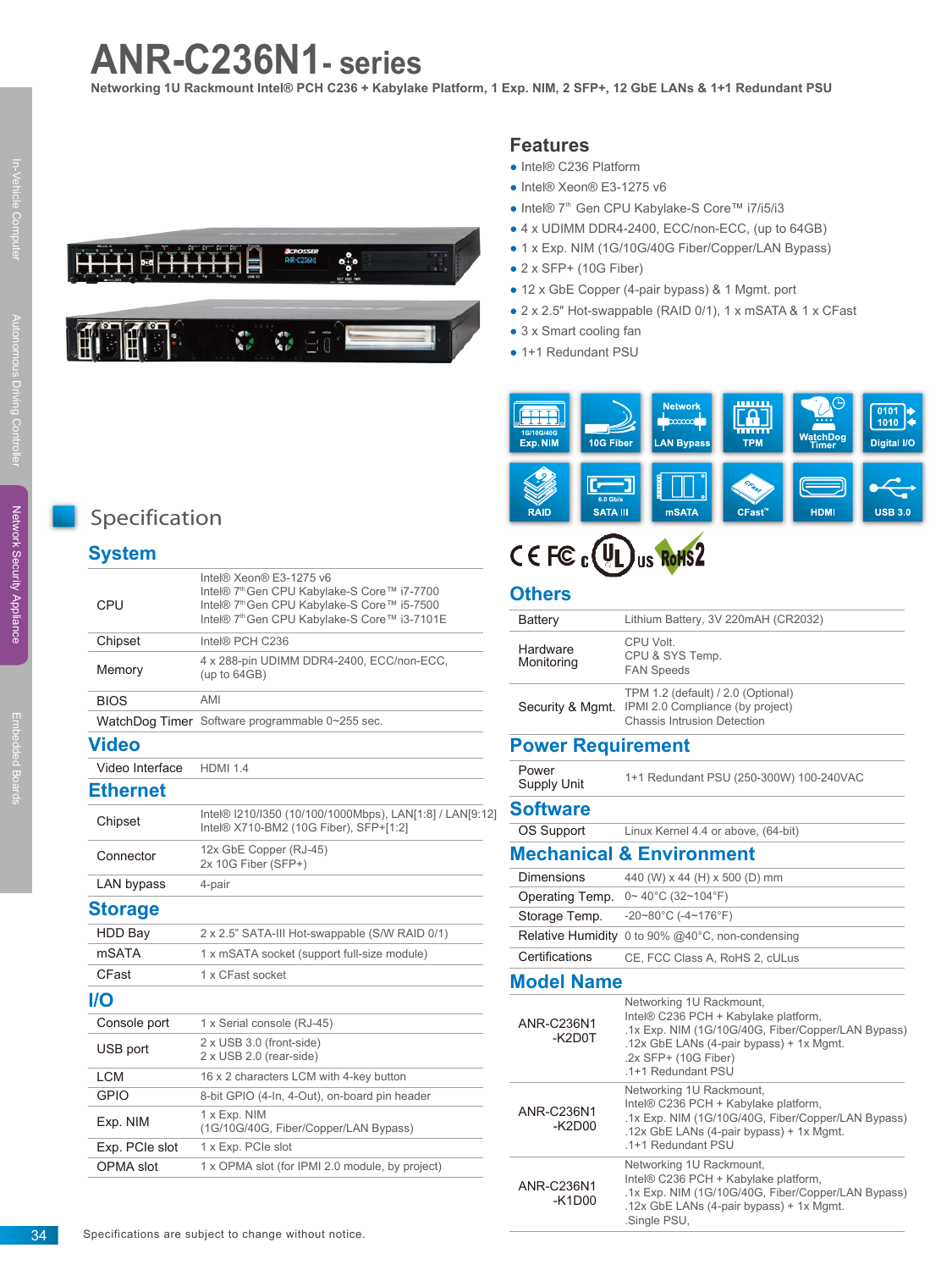# ANR-C236N1- series

**Networking 1U Rackmount Intel® PCH C236 + Kabylake Platform, 1 Exp. NIM, 2 SFP+, 12 GbE LANs & 1+1 Redundant PSU**

## Features

- Intel® C236 Platform
- Intel® Xeon® E3-1275 v6
- Intel® 7th Gen CPU Kabylake-S Core™ i7/i5/i3
- 4 x UDIMM DDR4-2400, ECC/non-ECC, (up to 64GB)
- 1 x Exp. NIM (1G/10G/40G Fiber/Copper/LAN Bypass)
- 2 x SFP+ (10G Fiber)
- 12 x GbE Copper (4-pair bypass) & 1 Mgmt. port
- 2 x 2.5" Hot-swappable (RAID 0/1), 1 x mSATA & 1 x CFast
- 3 x Smart cooling fan
- 1+1 Redundant PSU

## Specification

### System

| | |
|---|---|
| CPU | Intel® Xeon® E3-1275 v6<br>Intel® 7th Gen CPU Kabylake-S Core™ i7-7700<br>Intel® 7th Gen CPU Kabylake-S Core™ i5-7500<br>Intel® 7th Gen CPU Kabylake-S Core™ i3-7101E |
| Chipset | Intel® PCH C236 |
| Memory | 4 x 288-pin UDIMM DDR4-2400, ECC/non-ECC, (up to 64GB) |
| BIOS | AMI |
| WatchDog Timer | Software programmable 0~255 sec. |

### Video

| | |
|---|---|
| Video Interface | HDMI 1.4 |

### Ethernet

| | |
|---|---|
| Chipset | Intel® I210/I350 (10/100/1000Mbps), LAN[1:8] / LAN[9:12]<br>Intel® X710-BM2 (10G Fiber), SFP+[1:2] |
| Connector | 12x GbE Copper (RJ-45)<br>2x 10G Fiber (SFP+) |
| LAN bypass | 4-pair |

### Storage

| | |
|---|---|
| HDD Bay | 2 x 2.5" SATA-III Hot-swappable (S/W RAID 0/1) |
| mSATA | 1 x mSATA socket (support full-size module) |
| CFast | 1 x CFast socket |

### I/O

| | |
|---|---|
| Console port | 1 x Serial console (RJ-45) |
| USB port | 2 x USB 3.0 (front-side)<br>2 x USB 2.0 (rear-side) |
| LCM | 16 x 2 characters LCM with 4-key button |
| GPIO | 8-bit GPIO (4-In, 4-Out), on-board pin header |
| Exp. NIM | 1 x Exp. NIM<br>(1G/10G/40G, Fiber/Copper/LAN Bypass) |
| Exp. PCIe slot | 1 x Exp. PCIe slot |
| OPMA slot | 1 x OPMA slot (for IPMI 2.0 module, by project) |

### Others

| | |
|---|---|
| Battery | Lithium Battery, 3V 220mAH (CR2032) |
| Hardware Monitoring | CPU Volt.<br>CPU & SYS Temp.<br>FAN Speeds |
| Security & Mgmt. | TPM 1.2 (default) / 2.0 (Optional)<br>IPMI 2.0 Compliance (by project)<br>Chassis Intrusion Detection |

### Power Requirement

| | |
|---|---|
| Power Supply Unit | 1+1 Redundant PSU (250-300W) 100-240VAC |

### Software

| | |
|---|---|
| OS Support | Linux Kernel 4.4 or above, (64-bit) |

### Mechanical & Environment

| | |
|---|---|
| Dimensions | 440 (W) x 44 (H) x 500 (D) mm |
| Operating Temp. | 0~ 40°C (32~104°F) |
| Storage Temp. | -20~80°C (-4~176°F) |
| Relative Humidity | 0 to 90% @40°C, non-condensing |
| Certifications | CE, FCC Class A, RoHS 2, cULus |

### Model Name

| | |
|---|---|
| ANR-C236N1-K2D0T | Networking 1U Rackmount,<br>Intel® C236 PCH + Kabylake platform,<br>.1x Exp. NIM (1G/10G/40G, Fiber/Copper/LAN Bypass)<br>.12x GbE LANs (4-pair bypass) + 1x Mgmt.<br>.2x SFP+ (10G Fiber)<br>.1+1 Redundant PSU |
| ANR-C236N1-K2D00 | Networking 1U Rackmount,<br>Intel® C236 PCH + Kabylake platform,<br>.1x Exp. NIM (1G/10G/40G, Fiber/Copper/LAN Bypass)<br>.12x GbE LANs (4-pair bypass) + 1x Mgmt.<br>.1+1 Redundant PSU |
| ANR-C236N1-K1D00 | Networking 1U Rackmount,<br>Intel® C236 PCH + Kabylake platform,<br>.1x Exp. NIM (1G/10G/40G, Fiber/Copper/LAN Bypass)<br>.12x GbE LANs (4-pair bypass) + 1x Mgmt.<br>.Single PSU, |

Specifications are subject to change without notice.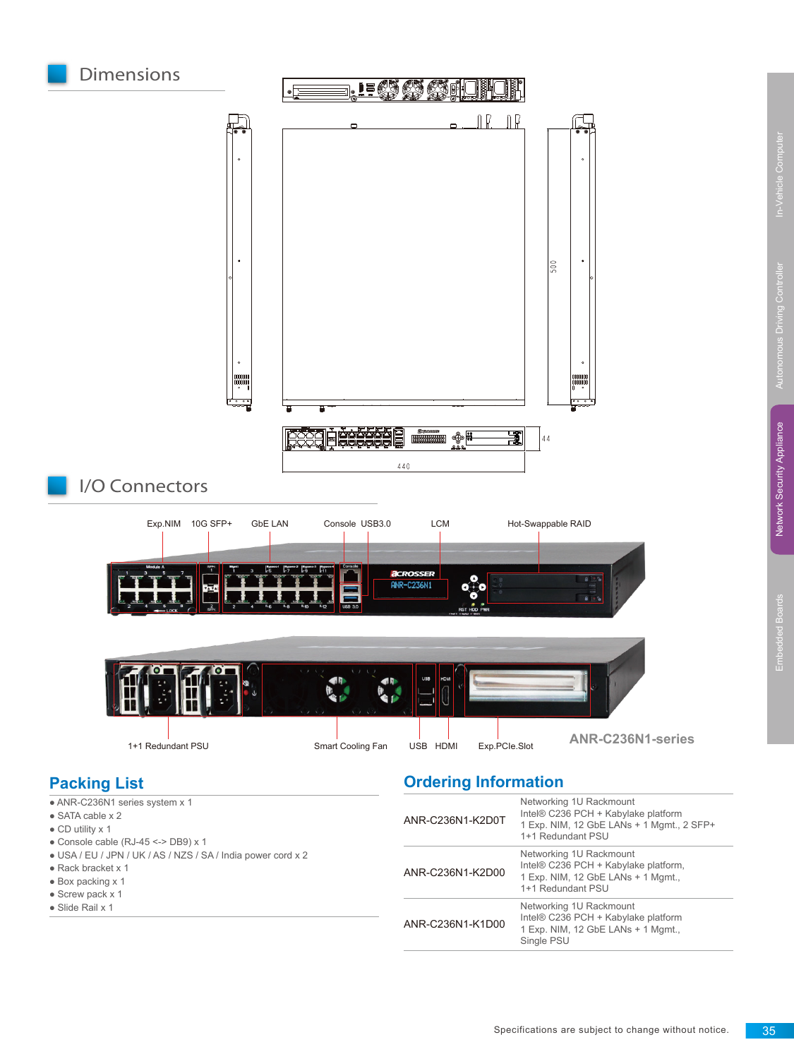## Dimensions

500

44

440

## I/O Connectors

Exp.NIM 10G SFP+ GbE LAN Console USB3.0 LCM Hot-Swappable RAID

1+1 Redundant PSU Smart Cooling Fan USB HDMI Exp.PCIe.Slot

ANR-C236N1-series

## Packing List

- ANR-C236N1 series system x 1
- SATA cable x 2
- CD utility x 1
- Console cable (RJ-45 <-> DB9) x 1
- USA / EU / JPN / UK / AS / NZS / SA / India power cord x 2
- Rack bracket x 1
- Box packing x 1
- Screw pack x 1
- Slide Rail x 1

## Ordering Information

| | |
|---|---|
| ANR-C236N1-K2D0T | Networking 1U Rackmount<br>Intel® C236 PCH + Kabylake platform<br>1 Exp. NIM, 12 GbE LANs + 1 Mgmt., 2 SFP+<br>1+1 Redundant PSU |
| ANR-C236N1-K2D00 | Networking 1U Rackmount<br>Intel® C236 PCH + Kabylake platform,<br>1 Exp. NIM, 12 GbE LANs + 1 Mgmt.,<br>1+1 Redundant PSU |
| ANR-C236N1-K1D00 | Networking 1U Rackmount<br>Intel® C236 PCH + Kabylake platform<br>1 Exp. NIM, 12 GbE LANs + 1 Mgmt.,<br>Single PSU |

Specifications are subject to change without notice.